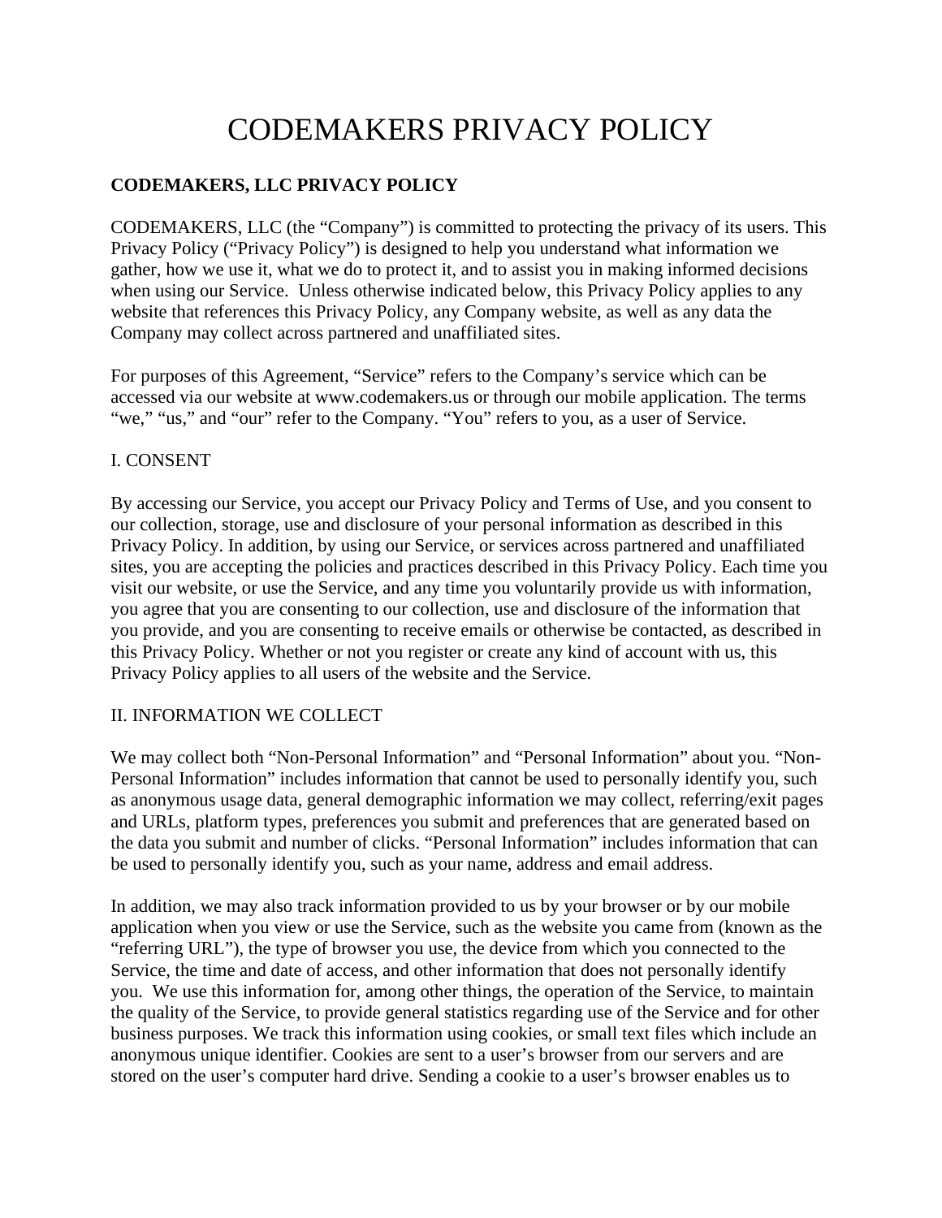# CODEMAKERS PRIVACY POLICY

**CODEMAKERS, LLC PRIVACY POLICY**

CODEMAKERS, LLC (the "Company") is committed to protecting the privacy of its users. This Privacy Policy ("Privacy Policy") is designed to help you understand what information we gather, how we use it, what we do to protect it, and to assist you in making informed decisions when using our Service. Unless otherwise indicated below, this Privacy Policy applies to any website that references this Privacy Policy, any Company website, as well as any data the Company may collect across partnered and unaffiliated sites.

For purposes of this Agreement, "Service" refers to the Company's service which can be accessed via our website at www.codemakers.us or through our mobile application. The terms "we," "us," and "our" refer to the Company. "You" refers to you, as a user of Service.

## I. CONSENT

By accessing our Service, you accept our Privacy Policy and Terms of Use, and you consent to our collection, storage, use and disclosure of your personal information as described in this Privacy Policy. In addition, by using our Service, or services across partnered and unaffiliated sites, you are accepting the policies and practices described in this Privacy Policy. Each time you visit our website, or use the Service, and any time you voluntarily provide us with information, you agree that you are consenting to our collection, use and disclosure of the information that you provide, and you are consenting to receive emails or otherwise be contacted, as described in this Privacy Policy. Whether or not you register or create any kind of account with us, this Privacy Policy applies to all users of the website and the Service.

## II. INFORMATION WE COLLECT

We may collect both "Non-Personal Information" and "Personal Information" about you. "Non-Personal Information" includes information that cannot be used to personally identify you, such as anonymous usage data, general demographic information we may collect, referring/exit pages and URLs, platform types, preferences you submit and preferences that are generated based on the data you submit and number of clicks. "Personal Information" includes information that can be used to personally identify you, such as your name, address and email address.

In addition, we may also track information provided to us by your browser or by our mobile application when you view or use the Service, such as the website you came from (known as the "referring URL"), the type of browser you use, the device from which you connected to the Service, the time and date of access, and other information that does not personally identify you. We use this information for, among other things, the operation of the Service, to maintain the quality of the Service, to provide general statistics regarding use of the Service and for other business purposes. We track this information using cookies, or small text files which include an anonymous unique identifier. Cookies are sent to a user's browser from our servers and are stored on the user's computer hard drive. Sending a cookie to a user's browser enables us to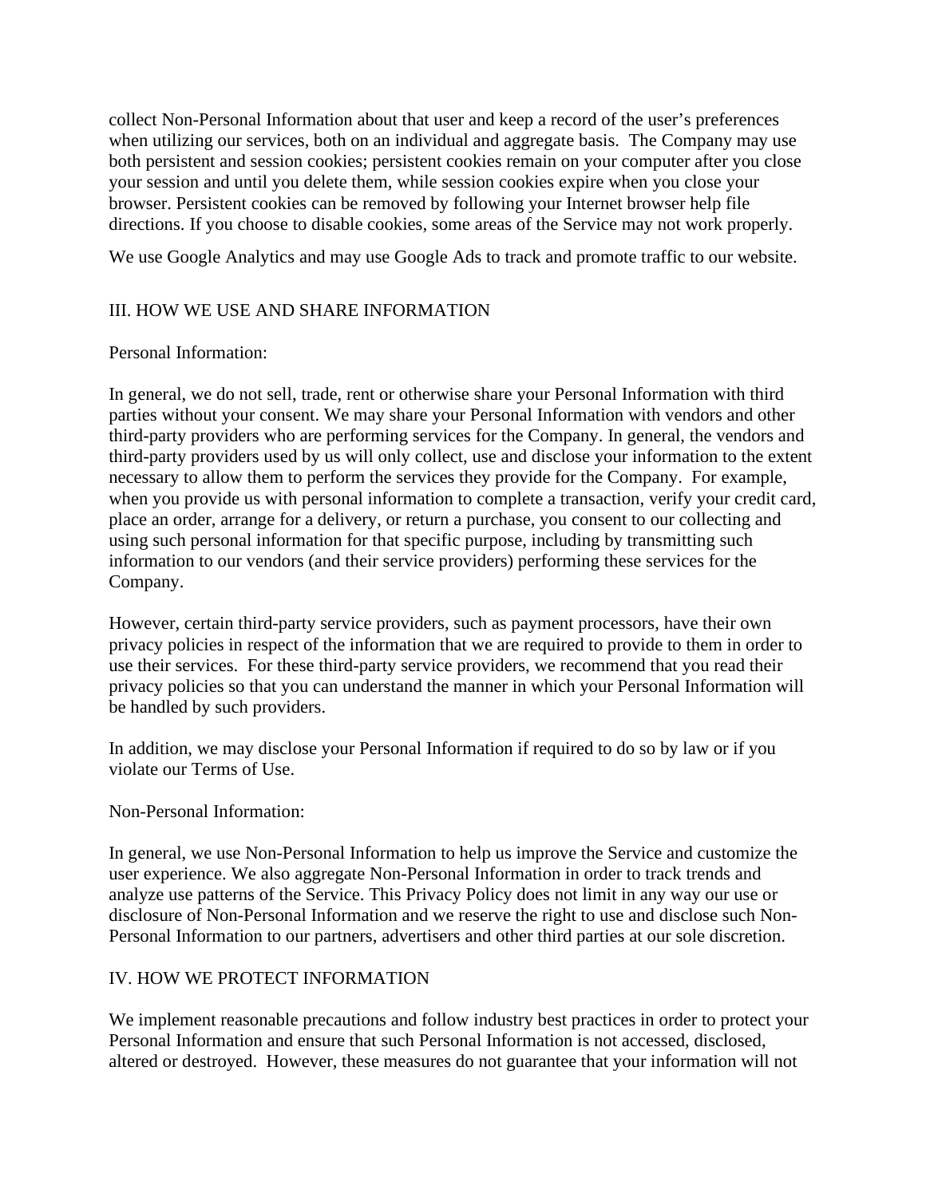collect Non-Personal Information about that user and keep a record of the user's preferences when utilizing our services, both on an individual and aggregate basis. The Company may use both persistent and session cookies; persistent cookies remain on your computer after you close your session and until you delete them, while session cookies expire when you close your browser. Persistent cookies can be removed by following your Internet browser help file directions. If you choose to disable cookies, some areas of the Service may not work properly.

We use Google Analytics and may use Google Ads to track and promote traffic to our website.

## III. HOW WE USE AND SHARE INFORMATION

Personal Information:

In general, we do not sell, trade, rent or otherwise share your Personal Information with third parties without your consent. We may share your Personal Information with vendors and other third-party providers who are performing services for the Company. In general, the vendors and third-party providers used by us will only collect, use and disclose your information to the extent necessary to allow them to perform the services they provide for the Company. For example, when you provide us with personal information to complete a transaction, verify your credit card, place an order, arrange for a delivery, or return a purchase, you consent to our collecting and using such personal information for that specific purpose, including by transmitting such information to our vendors (and their service providers) performing these services for the Company.

However, certain third-party service providers, such as payment processors, have their own privacy policies in respect of the information that we are required to provide to them in order to use their services. For these third-party service providers, we recommend that you read their privacy policies so that you can understand the manner in which your Personal Information will be handled by such providers.

In addition, we may disclose your Personal Information if required to do so by law or if you violate our Terms of Use.

Non-Personal Information:

In general, we use Non-Personal Information to help us improve the Service and customize the user experience. We also aggregate Non-Personal Information in order to track trends and analyze use patterns of the Service. This Privacy Policy does not limit in any way our use or disclosure of Non-Personal Information and we reserve the right to use and disclose such Non-Personal Information to our partners, advertisers and other third parties at our sole discretion.

## IV. HOW WE PROTECT INFORMATION

We implement reasonable precautions and follow industry best practices in order to protect your Personal Information and ensure that such Personal Information is not accessed, disclosed, altered or destroyed. However, these measures do not guarantee that your information will not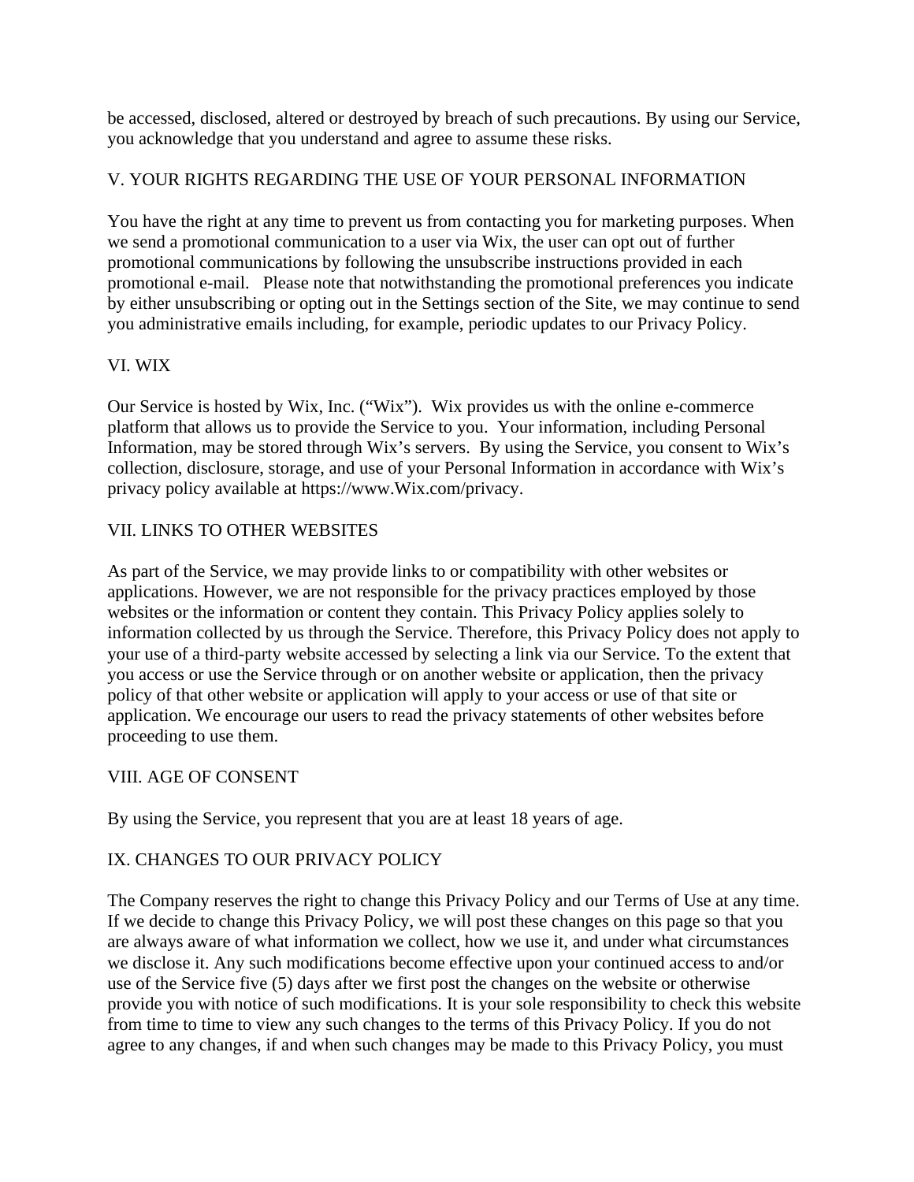be accessed, disclosed, altered or destroyed by breach of such precautions. By using our Service, you acknowledge that you understand and agree to assume these risks.

## V. YOUR RIGHTS REGARDING THE USE OF YOUR PERSONAL INFORMATION

You have the right at any time to prevent us from contacting you for marketing purposes. When we send a promotional communication to a user via Wix, the user can opt out of further promotional communications by following the unsubscribe instructions provided in each promotional e-mail. Please note that notwithstanding the promotional preferences you indicate by either unsubscribing or opting out in the Settings section of the Site, we may continue to send you administrative emails including, for example, periodic updates to our Privacy Policy.

## VI. WIX

Our Service is hosted by Wix, Inc. (“Wix”). Wix provides us with the online e-commerce platform that allows us to provide the Service to you. Your information, including Personal Information, may be stored through Wix’s servers. By using the Service, you consent to Wix’s collection, disclosure, storage, and use of your Personal Information in accordance with Wix’s privacy policy available at https://www.Wix.com/privacy.

## VII. LINKS TO OTHER WEBSITES

As part of the Service, we may provide links to or compatibility with other websites or applications. However, we are not responsible for the privacy practices employed by those websites or the information or content they contain. This Privacy Policy applies solely to information collected by us through the Service. Therefore, this Privacy Policy does not apply to your use of a third-party website accessed by selecting a link via our Service. To the extent that you access or use the Service through or on another website or application, then the privacy policy of that other website or application will apply to your access or use of that site or application. We encourage our users to read the privacy statements of other websites before proceeding to use them.

## VIII. AGE OF CONSENT

By using the Service, you represent that you are at least 18 years of age.

## IX. CHANGES TO OUR PRIVACY POLICY

The Company reserves the right to change this Privacy Policy and our Terms of Use at any time. If we decide to change this Privacy Policy, we will post these changes on this page so that you are always aware of what information we collect, how we use it, and under what circumstances we disclose it. Any such modifications become effective upon your continued access to and/or use of the Service five (5) days after we first post the changes on the website or otherwise provide you with notice of such modifications. It is your sole responsibility to check this website from time to time to view any such changes to the terms of this Privacy Policy. If you do not agree to any changes, if and when such changes may be made to this Privacy Policy, you must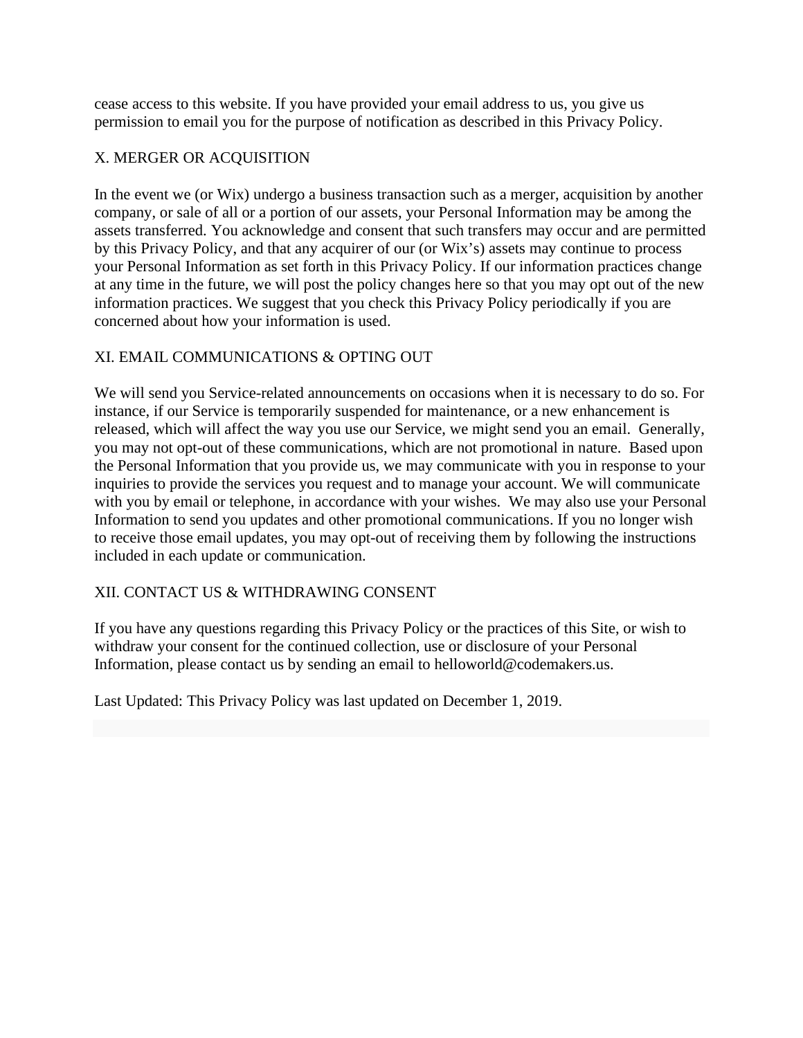cease access to this website. If you have provided your email address to us, you give us permission to email you for the purpose of notification as described in this Privacy Policy.

## X. MERGER OR ACQUISITION

In the event we (or Wix) undergo a business transaction such as a merger, acquisition by another company, or sale of all or a portion of our assets, your Personal Information may be among the assets transferred. You acknowledge and consent that such transfers may occur and are permitted by this Privacy Policy, and that any acquirer of our (or Wix's) assets may continue to process your Personal Information as set forth in this Privacy Policy. If our information practices change at any time in the future, we will post the policy changes here so that you may opt out of the new information practices. We suggest that you check this Privacy Policy periodically if you are concerned about how your information is used.

## XI. EMAIL COMMUNICATIONS & OPTING OUT

We will send you Service-related announcements on occasions when it is necessary to do so. For instance, if our Service is temporarily suspended for maintenance, or a new enhancement is released, which will affect the way you use our Service, we might send you an email. Generally, you may not opt-out of these communications, which are not promotional in nature. Based upon the Personal Information that you provide us, we may communicate with you in response to your inquiries to provide the services you request and to manage your account. We will communicate with you by email or telephone, in accordance with your wishes. We may also use your Personal Information to send you updates and other promotional communications. If you no longer wish to receive those email updates, you may opt-out of receiving them by following the instructions included in each update or communication.

## XII. CONTACT US & WITHDRAWING CONSENT

If you have any questions regarding this Privacy Policy or the practices of this Site, or wish to withdraw your consent for the continued collection, use or disclosure of your Personal Information, please contact us by sending an email to helloworld@codemakers.us.

Last Updated: This Privacy Policy was last updated on December 1, 2019.